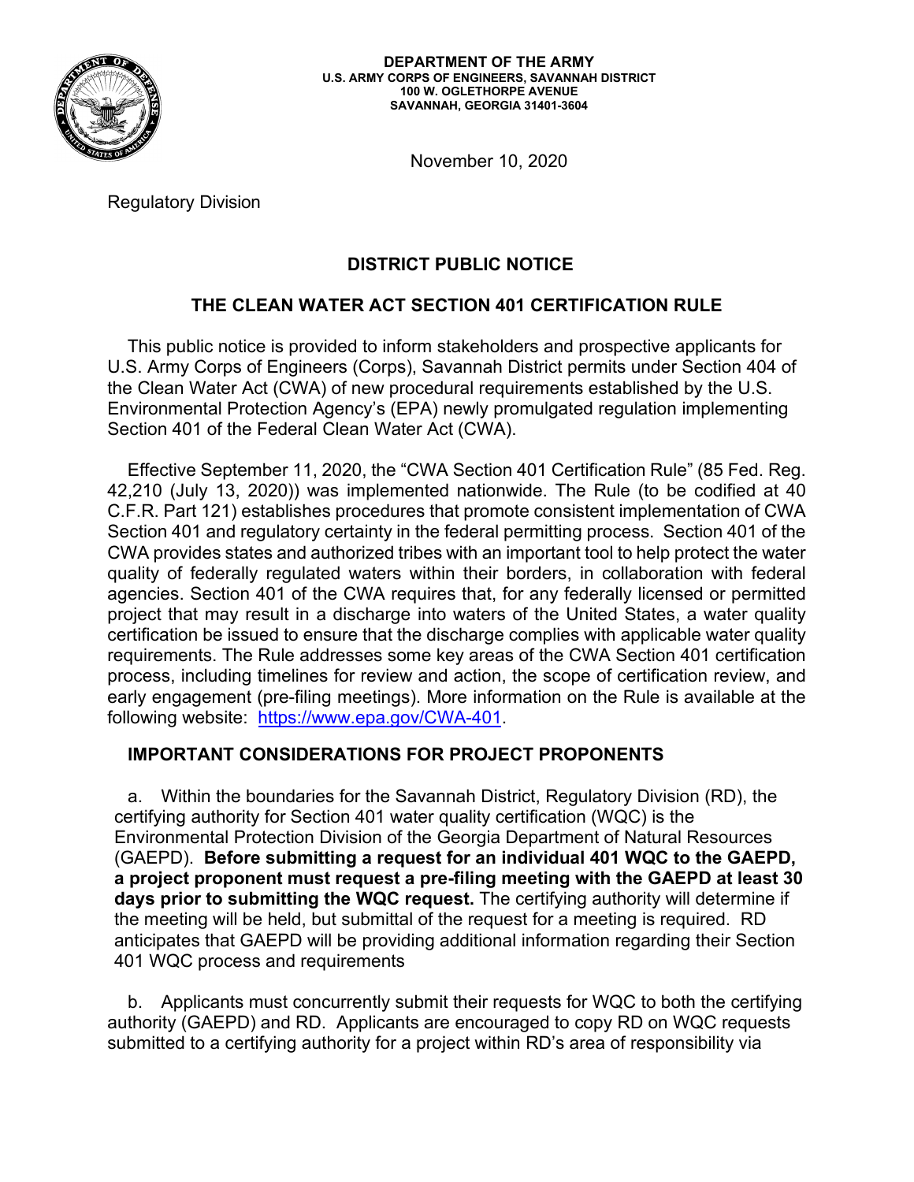**DEPARTMENT OF THE ARMY**
**U.S. ARMY CORPS OF ENGINEERS, SAVANNAH DISTRICT**
**100 W. OGLETHORPE AVENUE**
**SAVANNAH, GEORGIA 31401-3604**

November 10, 2020

Regulatory Division

## DISTRICT PUBLIC NOTICE

## THE CLEAN WATER ACT SECTION 401 CERTIFICATION RULE

This public notice is provided to inform stakeholders and prospective applicants for U.S. Army Corps of Engineers (Corps), Savannah District permits under Section 404 of the Clean Water Act (CWA) of new procedural requirements established by the U.S. Environmental Protection Agency's (EPA) newly promulgated regulation implementing Section 401 of the Federal Clean Water Act (CWA).

Effective September 11, 2020, the "CWA Section 401 Certification Rule" (85 Fed. Reg. 42,210 (July 13, 2020)) was implemented nationwide. The Rule (to be codified at 40 C.F.R. Part 121) establishes procedures that promote consistent implementation of CWA Section 401 and regulatory certainty in the federal permitting process. Section 401 of the CWA provides states and authorized tribes with an important tool to help protect the water quality of federally regulated waters within their borders, in collaboration with federal agencies. Section 401 of the CWA requires that, for any federally licensed or permitted project that may result in a discharge into waters of the United States, a water quality certification be issued to ensure that the discharge complies with applicable water quality requirements. The Rule addresses some key areas of the CWA Section 401 certification process, including timelines for review and action, the scope of certification review, and early engagement (pre-filing meetings). More information on the Rule is available at the following website: https://www.epa.gov/CWA-401.

### IMPORTANT CONSIDERATIONS FOR PROJECT PROPONENTS

a. Within the boundaries for the Savannah District, Regulatory Division (RD), the certifying authority for Section 401 water quality certification (WQC) is the Environmental Protection Division of the Georgia Department of Natural Resources (GAEPD). **Before submitting a request for an individual 401 WQC to the GAEPD, a project proponent must request a pre-filing meeting with the GAEPD at least 30 days prior to submitting the WQC request.** The certifying authority will determine if the meeting will be held, but submittal of the request for a meeting is required. RD anticipates that GAEPD will be providing additional information regarding their Section 401 WQC process and requirements

b. Applicants must concurrently submit their requests for WQC to both the certifying authority (GAEPD) and RD. Applicants are encouraged to copy RD on WQC requests submitted to a certifying authority for a project within RD's area of responsibility via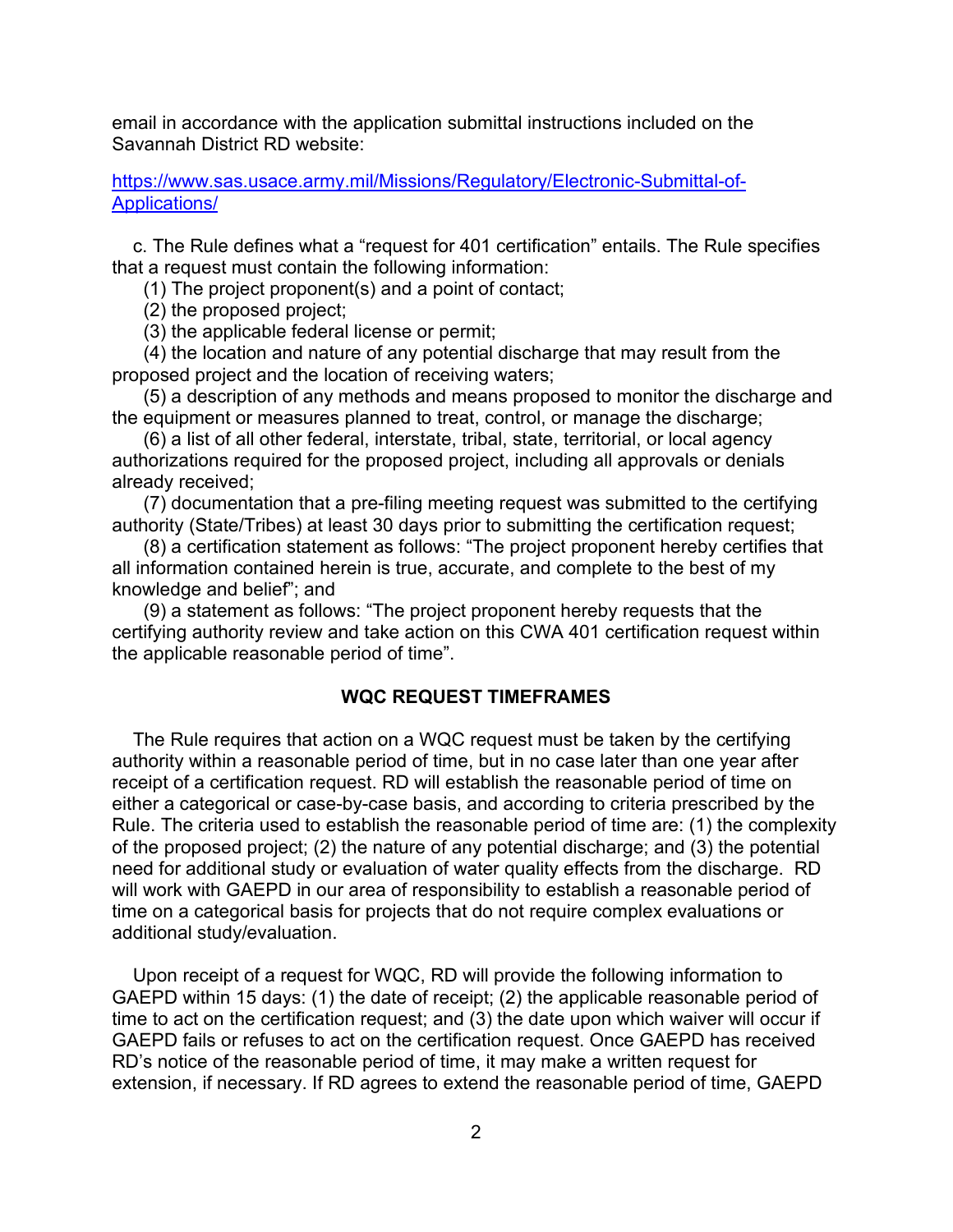email in accordance with the application submittal instructions included on the Savannah District RD website:

[https://www.sas.usace.army.mil/Missions/Regulatory/Electronic-Submittal-of-Applications/](https://www.sas.usace.army.mil/Missions/Regulatory/Electronic-Submittal-of-Applications/)

c. The Rule defines what a "request for 401 certification" entails. The Rule specifies that a request must contain the following information:

(1) The project proponent(s) and a point of contact;

(2) the proposed project;

(3) the applicable federal license or permit;

(4) the location and nature of any potential discharge that may result from the proposed project and the location of receiving waters;

(5) a description of any methods and means proposed to monitor the discharge and the equipment or measures planned to treat, control, or manage the discharge;

(6) a list of all other federal, interstate, tribal, state, territorial, or local agency authorizations required for the proposed project, including all approvals or denials already received;

(7) documentation that a pre-filing meeting request was submitted to the certifying authority (State/Tribes) at least 30 days prior to submitting the certification request;

(8) a certification statement as follows: "The project proponent hereby certifies that all information contained herein is true, accurate, and complete to the best of my knowledge and belief"; and

(9) a statement as follows: "The project proponent hereby requests that the certifying authority review and take action on this CWA 401 certification request within the applicable reasonable period of time".

## WQC REQUEST TIMEFRAMES

The Rule requires that action on a WQC request must be taken by the certifying authority within a reasonable period of time, but in no case later than one year after receipt of a certification request. RD will establish the reasonable period of time on either a categorical or case-by-case basis, and according to criteria prescribed by the Rule. The criteria used to establish the reasonable period of time are: (1) the complexity of the proposed project; (2) the nature of any potential discharge; and (3) the potential need for additional study or evaluation of water quality effects from the discharge. RD will work with GAEPD in our area of responsibility to establish a reasonable period of time on a categorical basis for projects that do not require complex evaluations or additional study/evaluation.

Upon receipt of a request for WQC, RD will provide the following information to GAEPD within 15 days: (1) the date of receipt; (2) the applicable reasonable period of time to act on the certification request; and (3) the date upon which waiver will occur if GAEPD fails or refuses to act on the certification request. Once GAEPD has received RD's notice of the reasonable period of time, it may make a written request for extension, if necessary. If RD agrees to extend the reasonable period of time, GAEPD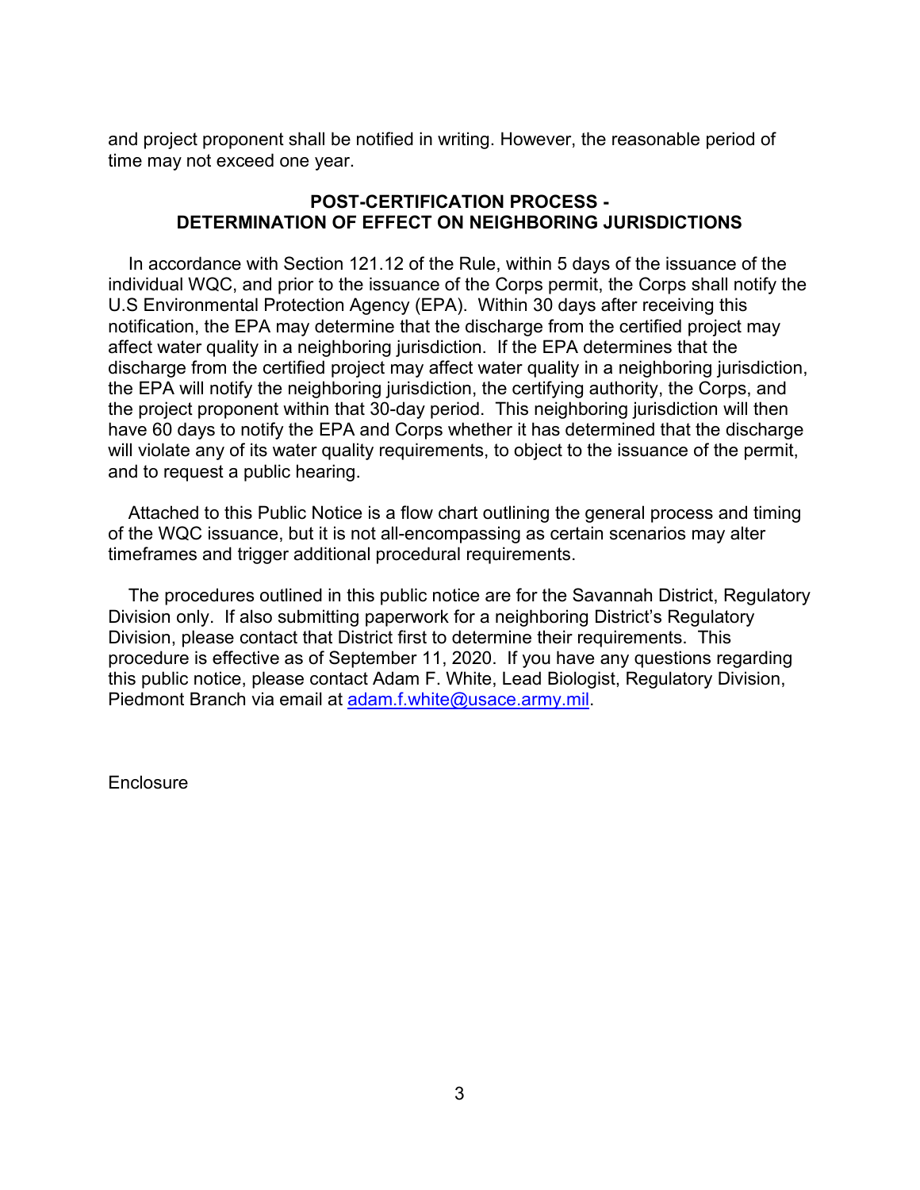and project proponent shall be notified in writing. However, the reasonable period of time may not exceed one year.

## POST-CERTIFICATION PROCESS - DETERMINATION OF EFFECT ON NEIGHBORING JURISDICTIONS

In accordance with Section 121.12 of the Rule, within 5 days of the issuance of the individual WQC, and prior to the issuance of the Corps permit, the Corps shall notify the U.S Environmental Protection Agency (EPA). Within 30 days after receiving this notification, the EPA may determine that the discharge from the certified project may affect water quality in a neighboring jurisdiction. If the EPA determines that the discharge from the certified project may affect water quality in a neighboring jurisdiction, the EPA will notify the neighboring jurisdiction, the certifying authority, the Corps, and the project proponent within that 30-day period. This neighboring jurisdiction will then have 60 days to notify the EPA and Corps whether it has determined that the discharge will violate any of its water quality requirements, to object to the issuance of the permit, and to request a public hearing.

Attached to this Public Notice is a flow chart outlining the general process and timing of the WQC issuance, but it is not all-encompassing as certain scenarios may alter timeframes and trigger additional procedural requirements.

The procedures outlined in this public notice are for the Savannah District, Regulatory Division only. If also submitting paperwork for a neighboring District's Regulatory Division, please contact that District first to determine their requirements. This procedure is effective as of September 11, 2020. If you have any questions regarding this public notice, please contact Adam F. White, Lead Biologist, Regulatory Division, Piedmont Branch via email at [adam.f.white@usace.army.mil](mailto:adam.f.white@usace.army.mil).

Enclosure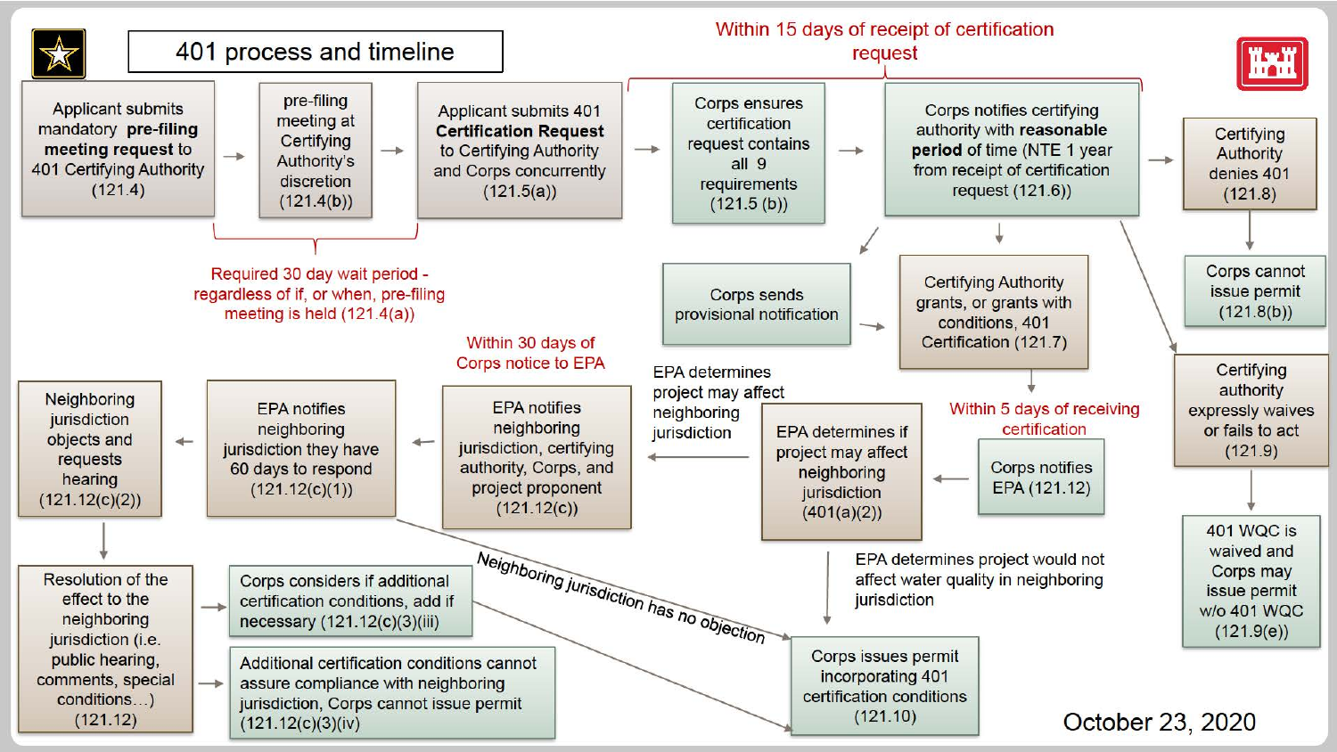# 401 process and timeline

Applicant submits mandatory **pre-filing meeting request** to 401 Certifying Authority (121.4)

pre-filing meeting at Certifying Authority's discretion (121.4(b))

Required 30 day wait period - regardless of if, or when, pre-filing meeting is held (121.4(a))

Applicant submits 401 **Certification Request** to Certifying Authority and Corps concurrently (121.5(a))

Within 15 days of receipt of certification request

Corps ensures certification request contains all 9 requirements (121.5 (b))

Corps notifies certifying authority with **reasonable period** of time (NTE 1 year from receipt of certification request (121.6))

Certifying Authority denies 401 (121.8)

Corps cannot issue permit (121.8(b))

Certifying authority expressly waives or fails to act (121.9)

401 WQC is waived and Corps may issue permit w/o 401 WQC (121.9(e))

Corps sends provisional notification

Certifying Authority grants, or grants with conditions, 401 Certification (121.7)

Within 5 days of receiving certification

Corps notifies EPA (121.12)

EPA determines if project may affect **neighboring** jurisdiction (401(a)(2))

EPA determines project would not affect water quality in neighboring jurisdiction

EPA determines project may affect neighboring jurisdiction

Within 30 days of Corps notice to EPA

EPA notifies neighboring jurisdiction, certifying authority, Corps, and project proponent (121.12(c))

EPA notifies neighboring jurisdiction they have 60 days to respond (121.12(c)(1))

Neighboring jurisdiction has no objection

Neighboring jurisdiction objects and requests hearing (121.12(c)(2))

Resolution of the effect to the neighboring jurisdiction (i.e. **public hearing**, comments, special conditions…) (121.12)

Corps considers if additional certification conditions, add if necessary (121.12(c)(3)(iii))

Additional certification conditions cannot assure compliance with neighboring jurisdiction, Corps cannot issue permit (121.12(c)(3)(iv))

Corps issues permit incorporating 401 certification conditions (121.10)

October 23, 2020